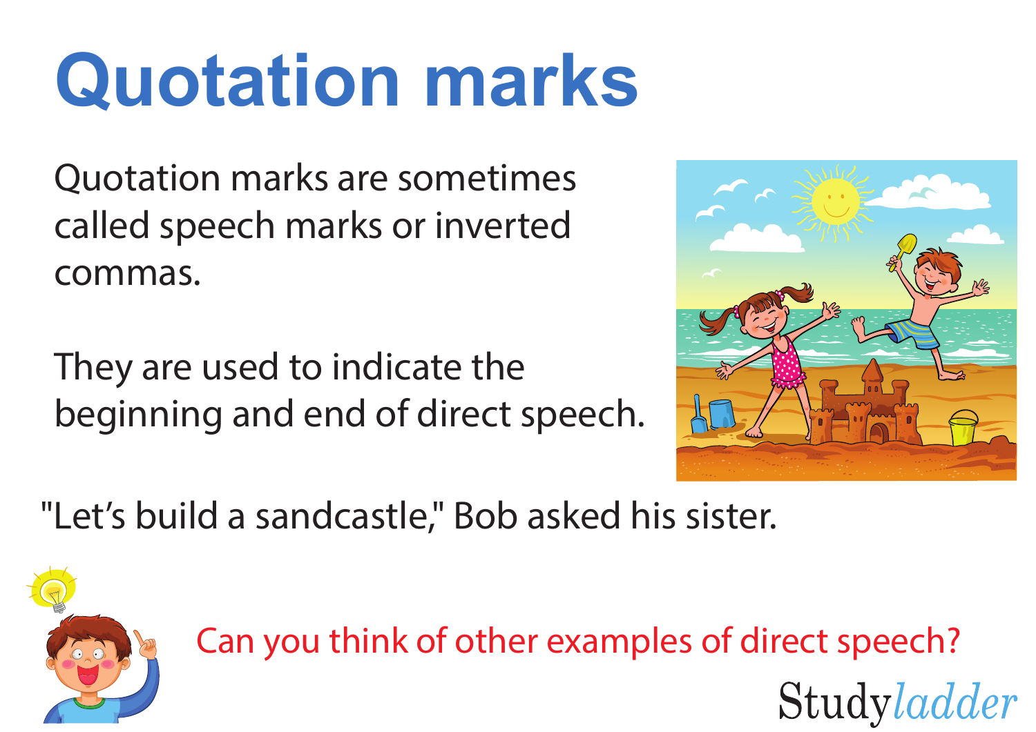# Quotation marks

Quotation marks are sometimes called speech marks or inverted commas.

They are used to indicate the beginning and end of direct speech.

"Let's build a sandcastle," Bob asked his sister.

Can you think of other examples of direct speech?

Studyladder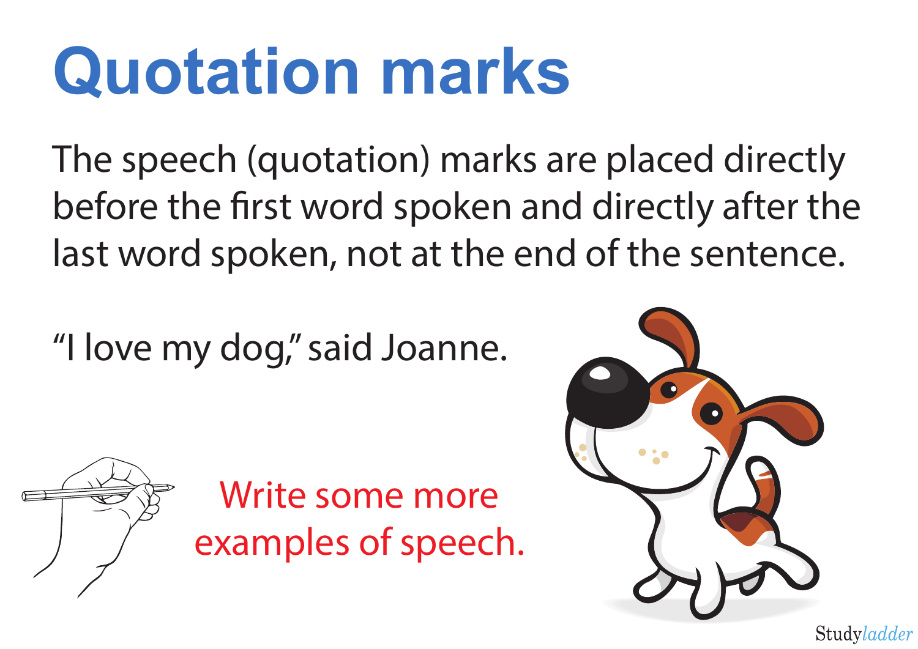# Quotation marks

The speech (quotation) marks are placed directly before the first word spoken and directly after the last word spoken, not at the end of the sentence.

“I love my dog,” said Joanne.

Write some more examples of speech.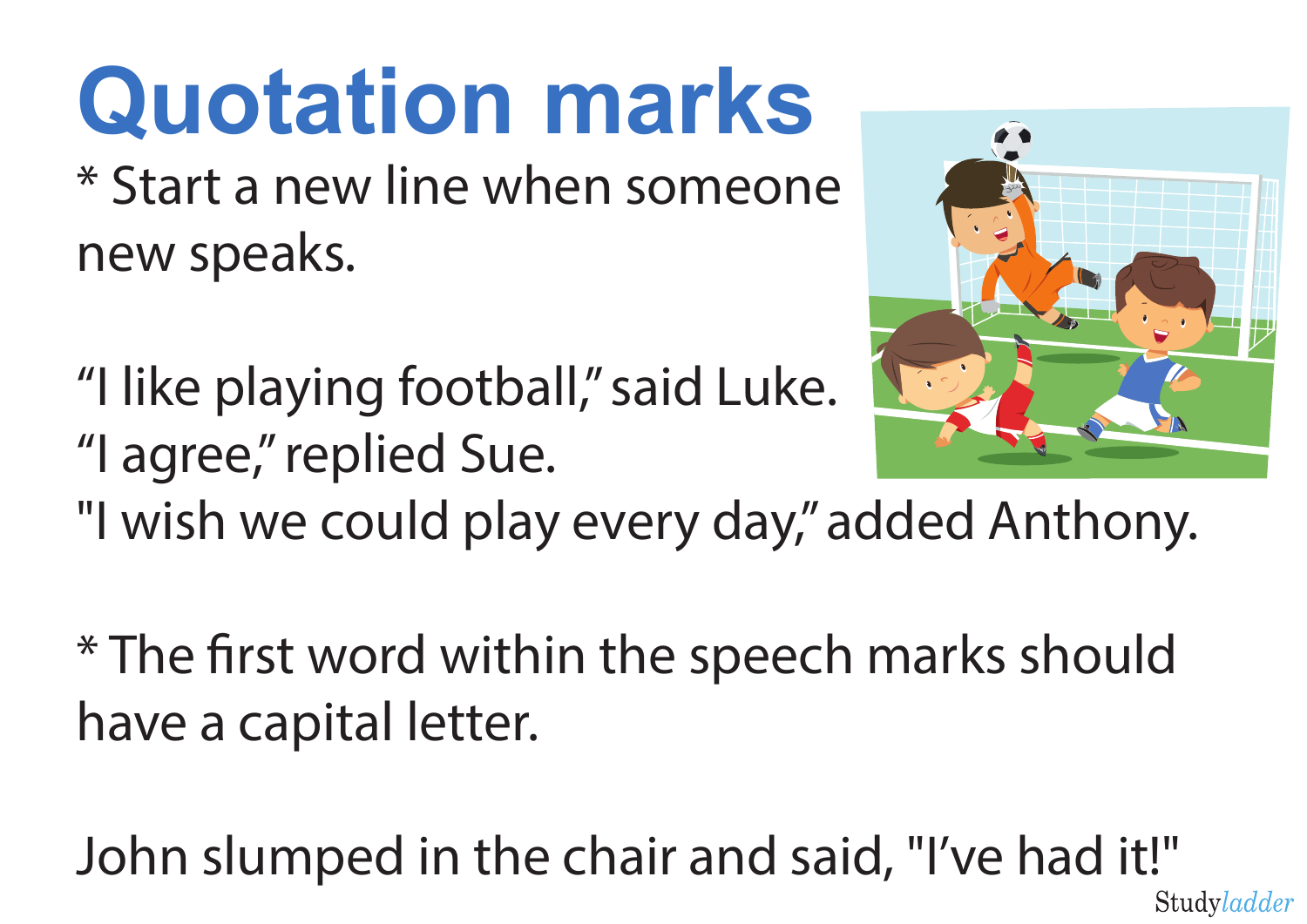# Quotation marks

* Start a new line when someone new speaks.

“I like playing football,” said Luke.
“I agree,” replied Sue.
"I wish we could play every day,” added Anthony.

* The first word within the speech marks should have a capital letter.

John slumped in the chair and said, "I’ve had it!"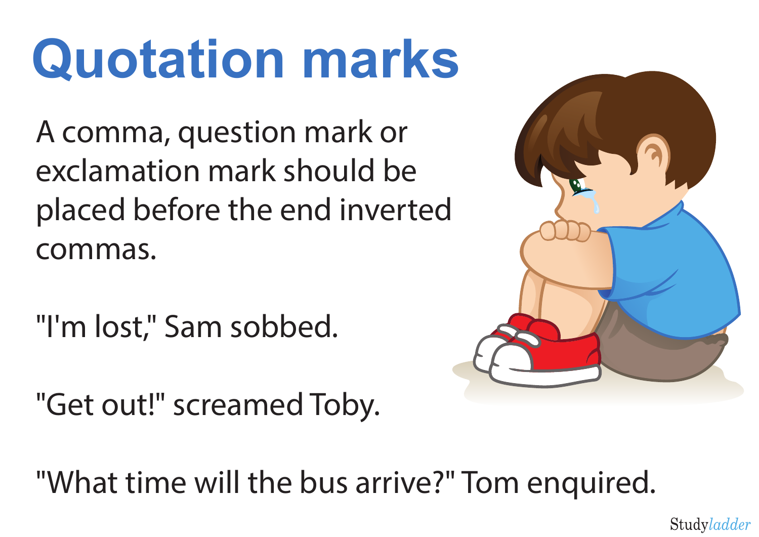# Quotation marks

A comma, question mark or exclamation mark should be placed before the end inverted commas.

"I'm lost," Sam sobbed.

"Get out!" screamed Toby.

"What time will the bus arrive?" Tom enquired.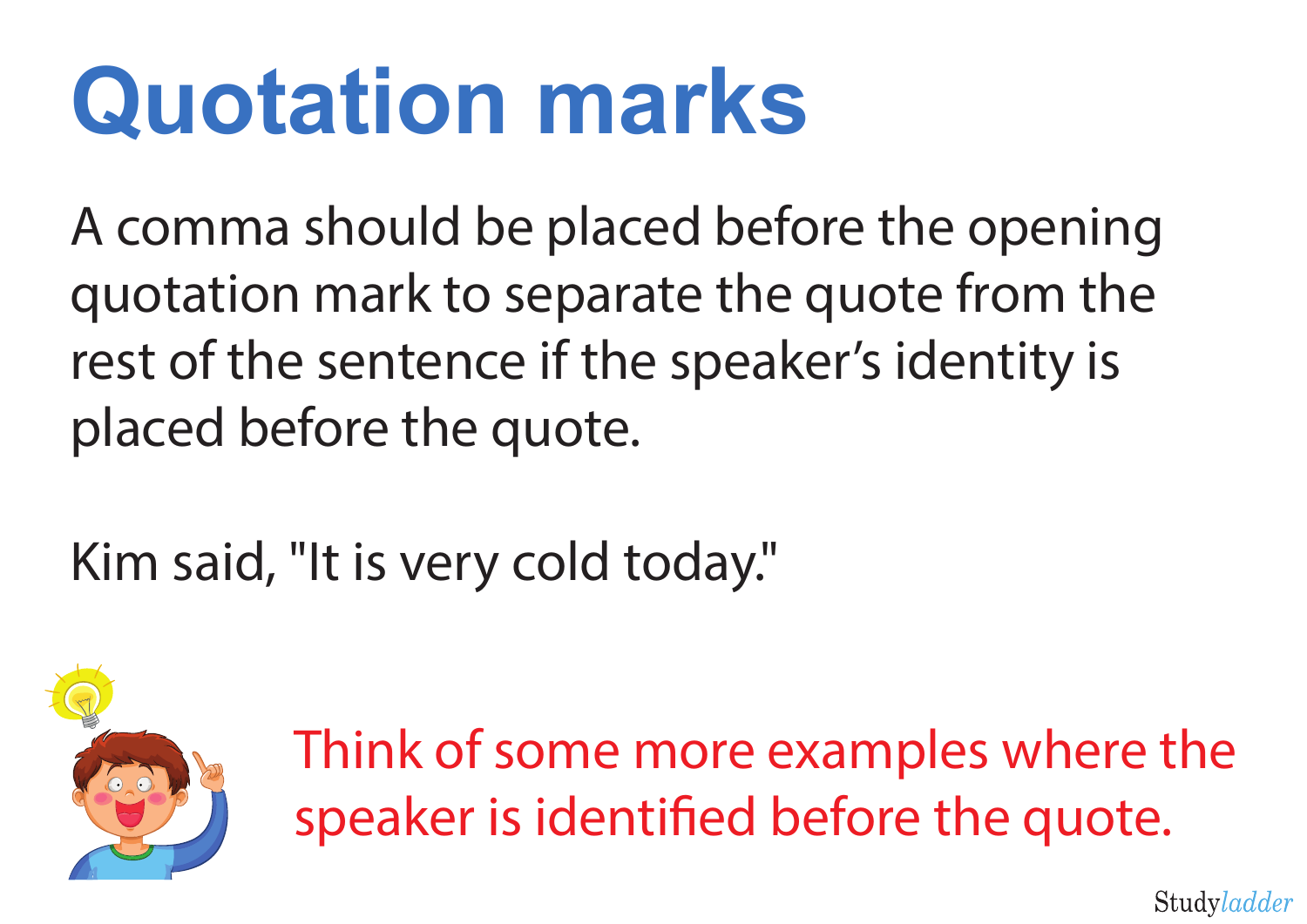# Quotation marks

A comma should be placed before the opening quotation mark to separate the quote from the rest of the sentence if the speaker's identity is placed before the quote.

Kim said, "It is very cold today."

Think of some more examples where the speaker is identified before the quote.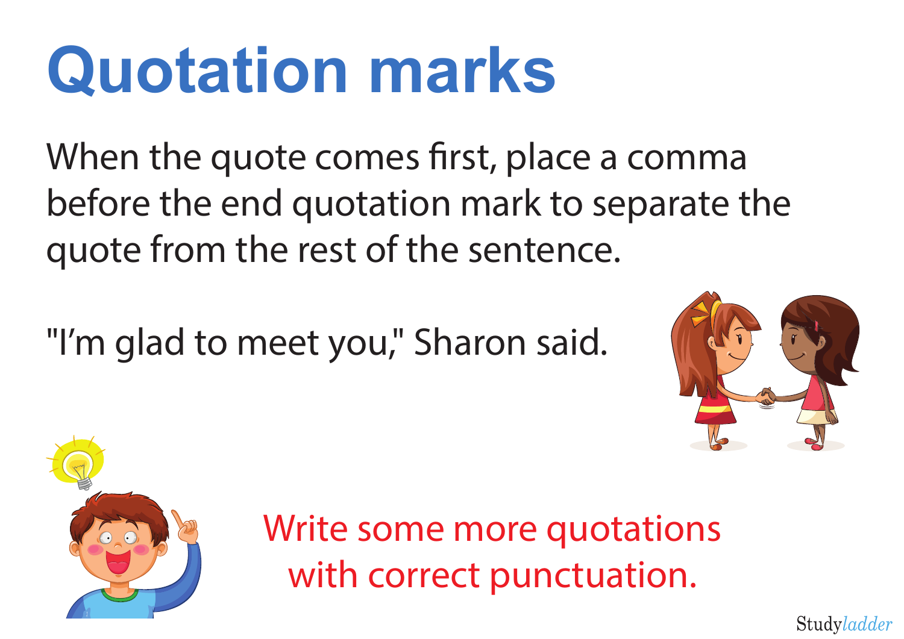# Quotation marks

When the quote comes first, place a comma before the end quotation mark to separate the quote from the rest of the sentence.

"I'm glad to meet you," Sharon said.

Write some more quotations with correct punctuation.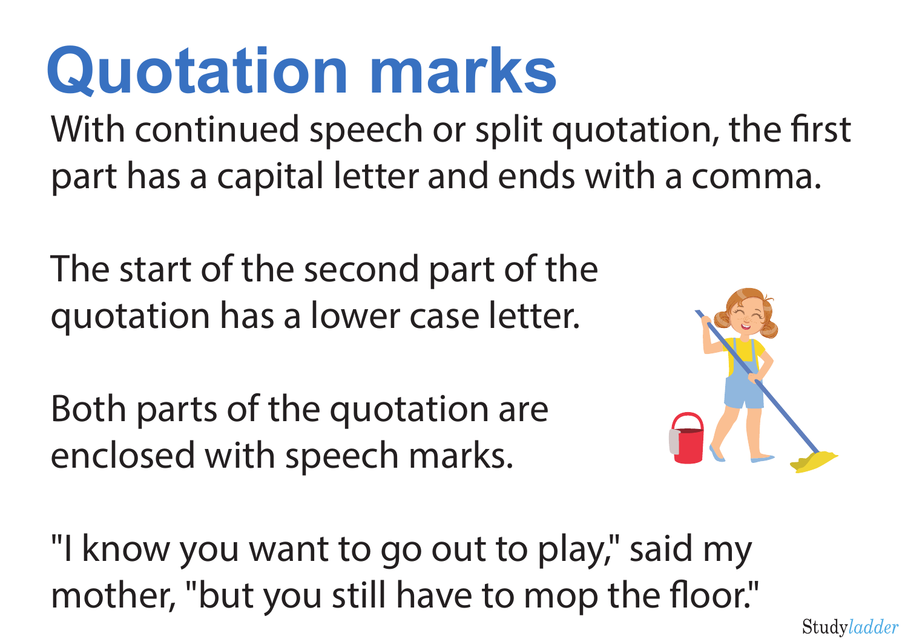# Quotation marks

With continued speech or split quotation, the first part has a capital letter and ends with a comma.

The start of the second part of the quotation has a lower case letter.

Both parts of the quotation are enclosed with speech marks.

"I know you want to go out to play," said my mother, "but you still have to mop the floor."